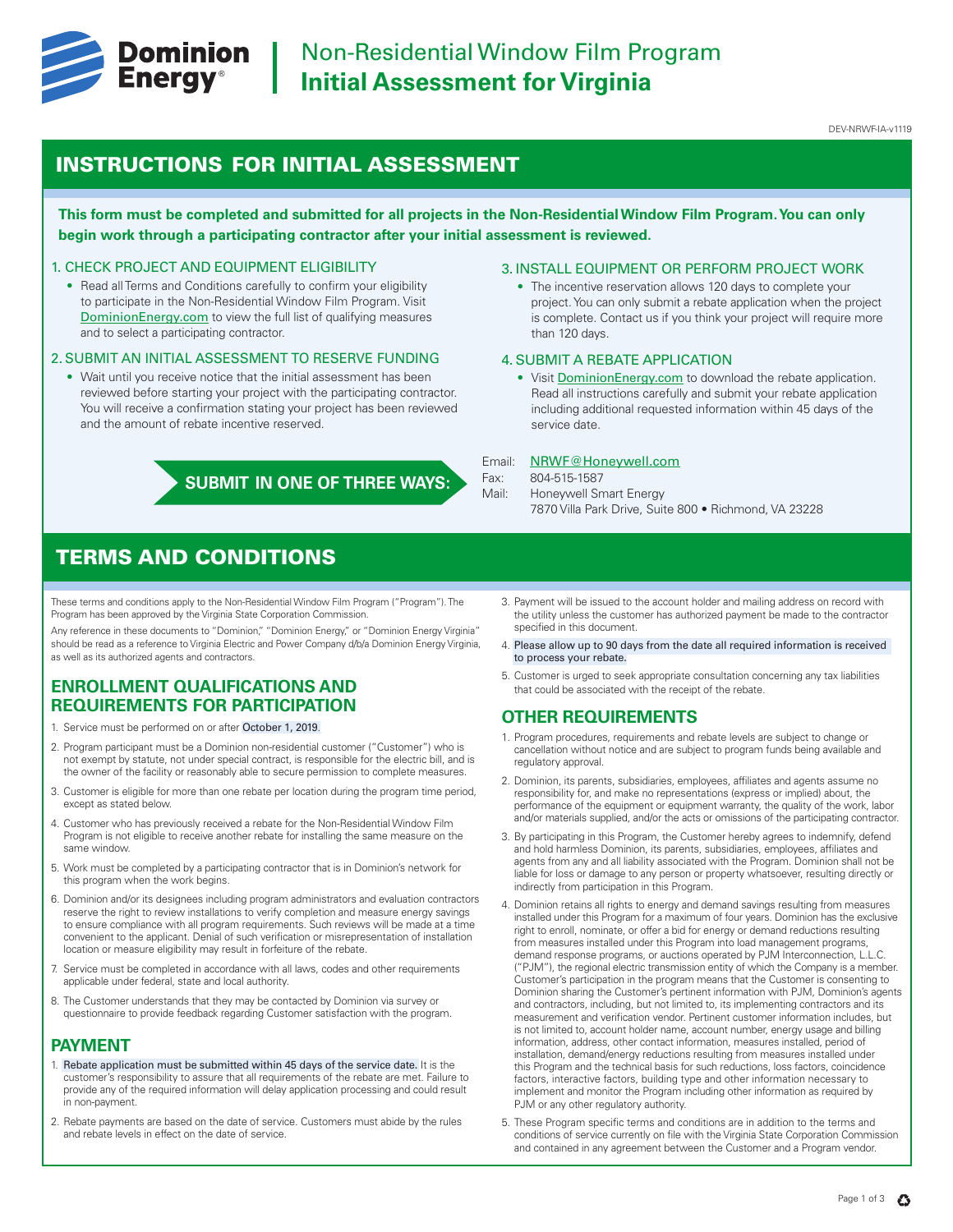# Dominion Energy | Non-Residential Window Film Program **Initial Assessment for Virginia**

DEV-NRWF-IA-v1119

## INSTRUCTIONS FOR INITIAL ASSESSMENT

**This form must be completed and submitted for all projects in the Non-Residential Window Film Program. You can only begin work through a participating contractor after your initial assessment is reviewed.**

### 1. CHECK PROJECT AND EQUIPMENT ELIGIBILITY

- Read all Terms and Conditions carefully to confirm your eligibility to participate in the Non-Residential Window Film Program. Visit DominionEnergy.com to view the full list of qualifying measures and to select a participating contractor.

### 2. SUBMIT AN INITIAL ASSESSMENT TO RESERVE FUNDING

- Wait until you receive notice that the initial assessment has been reviewed before starting your project with the participating contractor. You will receive a confirmation stating your project has been reviewed and the amount of rebate incentive reserved.

### 3. INSTALL EQUIPMENT OR PERFORM PROJECT WORK

- The incentive reservation allows 120 days to complete your project. You can only submit a rebate application when the project is complete. Contact us if you think your project will require more than 120 days.

### 4. SUBMIT A REBATE APPLICATION

- Visit DominionEnergy.com to download the rebate application. Read all instructions carefully and submit your rebate application including additional requested information within 45 days of the service date.

**SUBMIT IN ONE OF THREE WAYS:**

Email: NRWF@Honeywell.com
Fax: 804-515-1587
Mail: Honeywell Smart Energy
7870 Villa Park Drive, Suite 800 • Richmond, VA 23228

## TERMS AND CONDITIONS

These terms and conditions apply to the Non-Residential Window Film Program ("Program"). The Program has been approved by the Virginia State Corporation Commission.

Any reference in these documents to "Dominion," "Dominion Energy," or "Dominion Energy Virginia" should be read as a reference to Virginia Electric and Power Company d/b/a Dominion Energy Virginia, as well as its authorized agents and contractors.

### ENROLLMENT QUALIFICATIONS AND REQUIREMENTS FOR PARTICIPATION

1. Service must be performed on or after October 1, 2019.
2. Program participant must be a Dominion non-residential customer ("Customer") who is not exempt by statute, not under special contract, is responsible for the electric bill, and is the owner of the facility or reasonably able to secure permission to complete measures.
3. Customer is eligible for more than one rebate per location during the program time period, except as stated below.
4. Customer who has previously received a rebate for the Non-Residential Window Film Program is not eligible to receive another rebate for installing the same measure on the same window.
5. Work must be completed by a participating contractor that is in Dominion's network for this program when the work begins.
6. Dominion and/or its designees including program administrators and evaluation contractors reserve the right to review installations to verify completion and measure energy savings to ensure compliance with all program requirements. Such reviews will be made at a time convenient to the applicant. Denial of such verification or misrepresentation of installation location or measure eligibility may result in forfeiture of the rebate.
7. Service must be completed in accordance with all laws, codes and other requirements applicable under federal, state and local authority.
8. The Customer understands that they may be contacted by Dominion via survey or questionnaire to provide feedback regarding Customer satisfaction with the program.

### PAYMENT

1. Rebate application must be submitted within 45 days of the service date. It is the customer's responsibility to assure that all requirements of the rebate are met. Failure to provide any of the required information will delay application processing and could result in non-payment.
2. Rebate payments are based on the date of service. Customers must abide by the rules and rebate levels in effect on the date of service.
3. Payment will be issued to the account holder and mailing address on record with the utility unless the customer has authorized payment be made to the contractor specified in this document.
4. Please allow up to 90 days from the date all required information is received to process your rebate.
5. Customer is urged to seek appropriate consultation concerning any tax liabilities that could be associated with the receipt of the rebate.

### OTHER REQUIREMENTS

1. Program procedures, requirements and rebate levels are subject to change or cancellation without notice and are subject to program funds being available and regulatory approval.
2. Dominion, its parents, subsidiaries, employees, affiliates and agents assume no responsibility for, and make no representations (express or implied) about, the performance of the equipment or equipment warranty, the quality of the work, labor and/or materials supplied, and/or the acts or omissions of the participating contractor.
3. By participating in this Program, the Customer hereby agrees to indemnify, defend and hold harmless Dominion, its parents, subsidiaries, employees, affiliates and agents from any and all liability associated with the Program. Dominion shall not be liable for loss or damage to any person or property whatsoever, resulting directly or indirectly from participation in this Program.
4. Dominion retains all rights to energy and demand savings resulting from measures installed under this Program for a maximum of four years. Dominion has the exclusive right to enroll, nominate, or offer a bid for energy or demand reductions resulting from measures installed under this Program into load management programs, demand response programs, or auctions operated by PJM Interconnection, L.L.C. ("PJM"), the regional electric transmission entity of which the Company is a member. Customer's participation in the program means that the Customer is consenting to Dominion sharing the Customer's pertinent information with PJM, Dominion's agents and contractors, including, but not limited to, its implementing contractors and its measurement and verification vendor. Pertinent customer information includes, but is not limited to, account holder name, account number, energy usage and billing information, address, other contact information, measures installed, period of installation, demand/energy reductions resulting from measures installed under this Program and the technical basis for such reductions, loss factors, coincidence factors, interactive factors, building type and other information necessary to implement and monitor the Program including other information as required by PJM or any other regulatory authority.
5. These Program specific terms and conditions are in addition to the terms and conditions of service currently on file with the Virginia State Corporation Commission and contained in any agreement between the Customer and a Program vendor.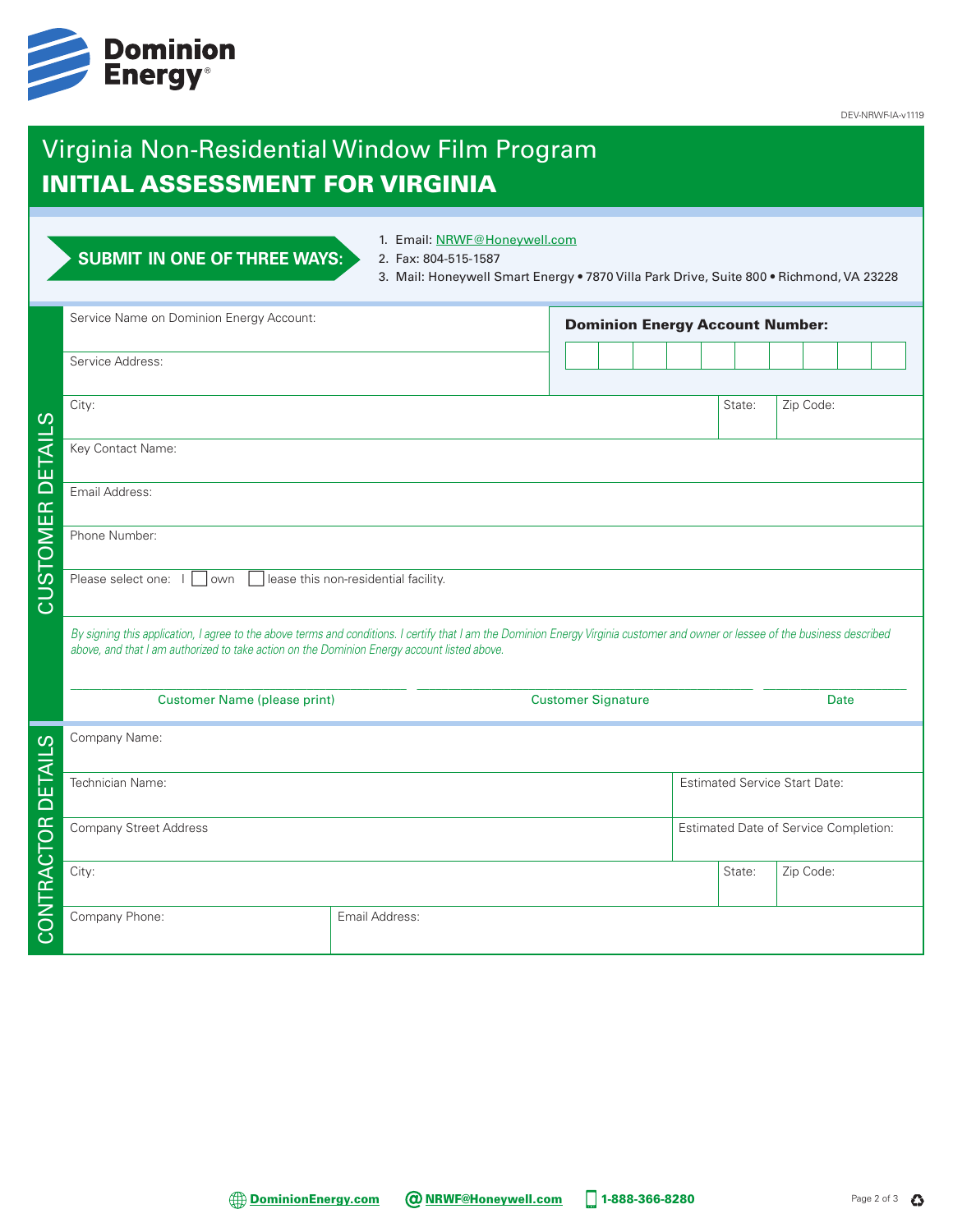DEV-NRWF-IA-v1119

# Virginia Non-Residential Window Film Program
## INITIAL ASSESSMENT FOR VIRGINIA

**SUBMIT IN ONE OF THREE WAYS:**

1. Email: NRWF@Honeywell.com
2. Fax: 804-515-1587
3. Mail: Honeywell Smart Energy • 7870 Villa Park Drive, Suite 800 • Richmond, VA 23228

## CUSTOMER DETAILS

| | | |
|---|---|---|
| Service Name on Dominion Energy Account: | **Dominion Energy Account Number:** | |
| Service Address: | | |
| City: | State: | Zip Code: |
| Key Contact Name: | | |
| Email Address: | | |
| Phone Number: | | |

Please select one: I ☐ own ☐ lease this non-residential facility.

*By signing this application, I agree to the above terms and conditions. I certify that I am the Dominion Energy Virginia customer and owner or lessee of the business described above, and that I am authorized to take action on the Dominion Energy account listed above.*

| Customer Name (please print) | Customer Signature | Date |
|---|---|---|
| | | |

## CONTRACTOR DETAILS

| | | |
|---|---|---|
| Company Name: | | |
| Technician Name: | Estimated Service Start Date: | |
| Company Street Address | Estimated Date of Service Completion: | |
| City: | State: | Zip Code: |
| Company Phone: | Email Address: | |

DominionEnergy.com | NRWF@Honeywell.com | 1-888-366-8280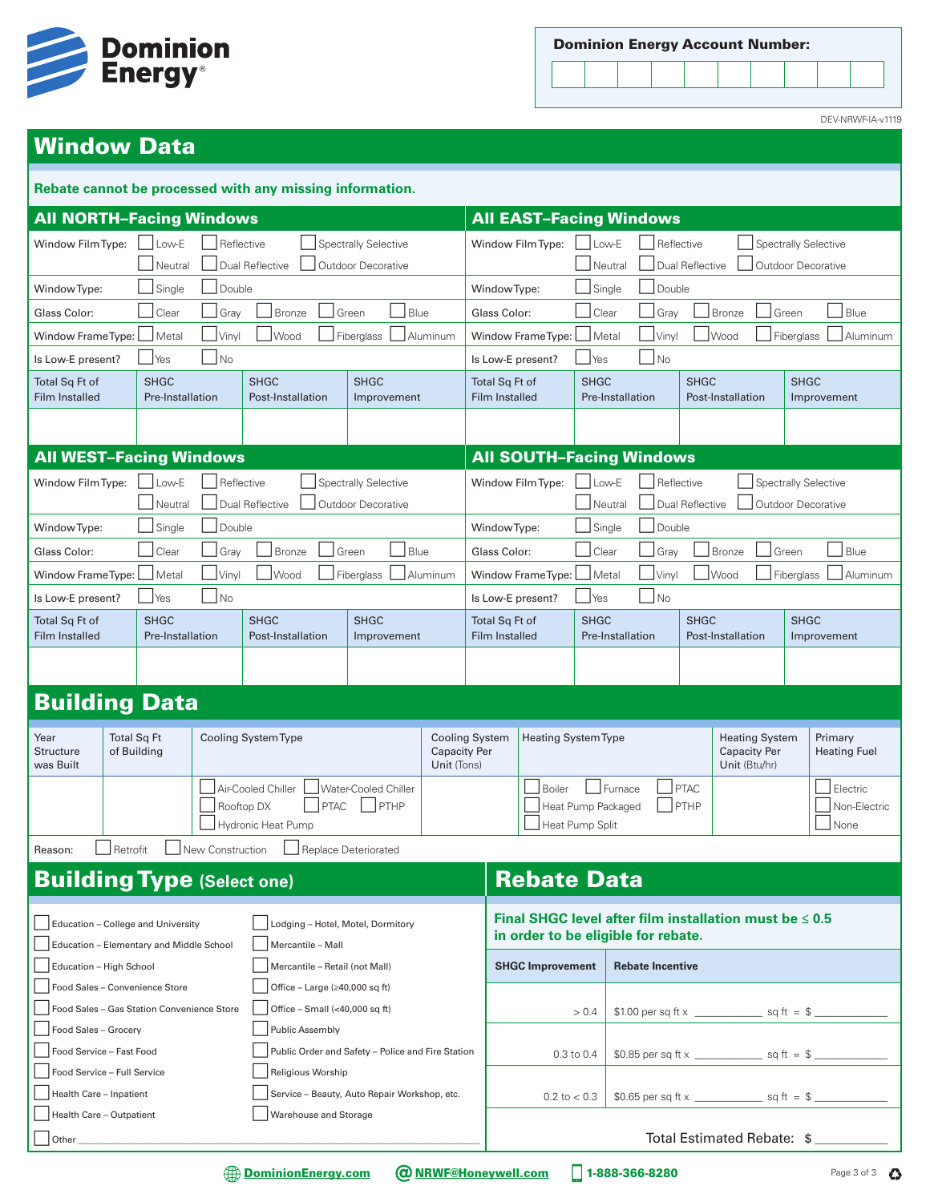**Dominion Energy**

**Dominion Energy Account Number:**

DEV-NRWF-IA-v1119

# Window Data

**Rebate cannot be processed with any missing information.**

## All NORTH–Facing Windows

Window Film Type: ☐ Low-E ☐ Reflective ☐ Spectrally Selective ☐ Neutral ☐ Dual Reflective ☐ Outdoor Decorative

Window Type: ☐ Single ☐ Double

Glass Color: ☐ Clear ☐ Gray ☐ Bronze ☐ Green ☐ Blue

Window Frame Type: ☐ Metal ☐ Vinyl ☐ Wood ☐ Fiberglass ☐ Aluminum

Is Low-E present? ☐ Yes ☐ No

| Total Sq Ft of Film Installed | SHGC Pre-Installation | SHGC Post-Installation | SHGC Improvement |
|---|---|---|---|
| | | | |

## All EAST–Facing Windows

Window Film Type: ☐ Low-E ☐ Reflective ☐ Spectrally Selective ☐ Neutral ☐ Dual Reflective ☐ Outdoor Decorative

Window Type: ☐ Single ☐ Double

Glass Color: ☐ Clear ☐ Gray ☐ Bronze ☐ Green ☐ Blue

Window Frame Type: ☐ Metal ☐ Vinyl ☐ Wood ☐ Fiberglass ☐ Aluminum

Is Low-E present? ☐ Yes ☐ No

| Total Sq Ft of Film Installed | SHGC Pre-Installation | SHGC Post-Installation | SHGC Improvement |
|---|---|---|---|
| | | | |

## All WEST–Facing Windows

Window Film Type: ☐ Low-E ☐ Reflective ☐ Spectrally Selective ☐ Neutral ☐ Dual Reflective ☐ Outdoor Decorative

Window Type: ☐ Single ☐ Double

Glass Color: ☐ Clear ☐ Gray ☐ Bronze ☐ Green ☐ Blue

Window Frame Type: ☐ Metal ☐ Vinyl ☐ Wood ☐ Fiberglass ☐ Aluminum

Is Low-E present? ☐ Yes ☐ No

| Total Sq Ft of Film Installed | SHGC Pre-Installation | SHGC Post-Installation | SHGC Improvement |
|---|---|---|---|
| | | | |

## All SOUTH–Facing Windows

Window Film Type: ☐ Low-E ☐ Reflective ☐ Spectrally Selective ☐ Neutral ☐ Dual Reflective ☐ Outdoor Decorative

Window Type: ☐ Single ☐ Double

Glass Color: ☐ Clear ☐ Gray ☐ Bronze ☐ Green ☐ Blue

Window Frame Type: ☐ Metal ☐ Vinyl ☐ Wood ☐ Fiberglass ☐ Aluminum

Is Low-E present? ☐ Yes ☐ No

| Total Sq Ft of Film Installed | SHGC Pre-Installation | SHGC Post-Installation | SHGC Improvement |
|---|---|---|---|
| | | | |

# Building Data

| Year Structure was Built | Total Sq Ft of Building | Cooling System Type | Cooling System Capacity Per Unit (Tons) | Heating System Type | Heating System Capacity Per Unit (Btu/hr) | Primary Heating Fuel |
|---|---|---|---|---|---|---|
| | | ☐ Air-Cooled Chiller ☐ Water-Cooled Chiller ☐ Rooftop DX ☐ PTAC ☐ PTHP ☐ Hydronic Heat Pump | | ☐ Boiler ☐ Furnace ☐ PTAC ☐ Heat Pump Packaged ☐ PTHP ☐ Heat Pump Split | | ☐ Electric ☐ Non-Electric ☐ None |

Reason: ☐ Retrofit ☐ New Construction ☐ Replace Deteriorated

# Building Type (Select one)

- ☐ Education – College and University
- ☐ Education – Elementary and Middle School
- ☐ Education – High School
- ☐ Food Sales – Convenience Store
- ☐ Food Sales – Gas Station Convenience Store
- ☐ Food Sales – Grocery
- ☐ Food Service – Fast Food
- ☐ Food Service – Full Service
- ☐ Health Care – Inpatient
- ☐ Health Care – Outpatient
- ☐ Other ____________________
- ☐ Lodging – Hotel, Motel, Dormitory
- ☐ Mercantile – Mall
- ☐ Mercantile – Retail (not Mall)
- ☐ Office – Large (≥40,000 sq ft)
- ☐ Office – Small (<40,000 sq ft)
- ☐ Public Assembly
- ☐ Public Order and Safety – Police and Fire Station
- ☐ Religious Worship
- ☐ Service – Beauty, Auto Repair Workshop, etc.
- ☐ Warehouse and Storage

# Rebate Data

**Final SHGC level after film installation must be ≤ 0.5 in order to be eligible for rebate.**

| SHGC Improvement | Rebate Incentive |
|---|---|
| > 0.4 | $1.00 per sq ft x __________ sq ft = $ __________ |
| 0.3 to 0.4 | $0.85 per sq ft x __________ sq ft = $ __________ |
| 0.2 to < 0.3 | $0.65 per sq ft x __________ sq ft = $ __________ |

Total Estimated Rebate: $ __________

DominionEnergy.com NRWF@Honeywell.com 1-888-366-8280